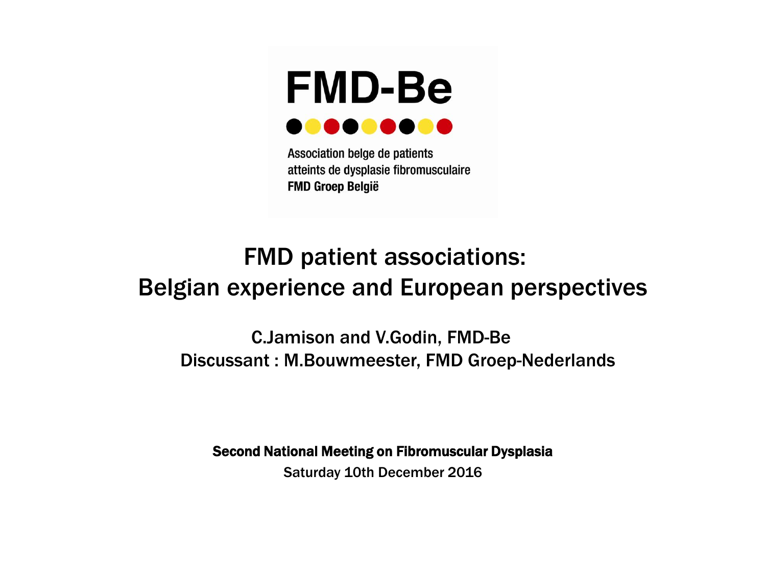# FMD-Be

Association belge de patients atteints de dysplasie fibromusculaire
**FMD Groep België**

## FMD patient associations: Belgian experience and European perspectives

C.Jamison and V.Godin, FMD-Be

Discussant : M.Bouwmeester, FMD Groep-Nederlands

**Second National Meeting on Fibromuscular Dysplasia**

Saturday 10th December 2016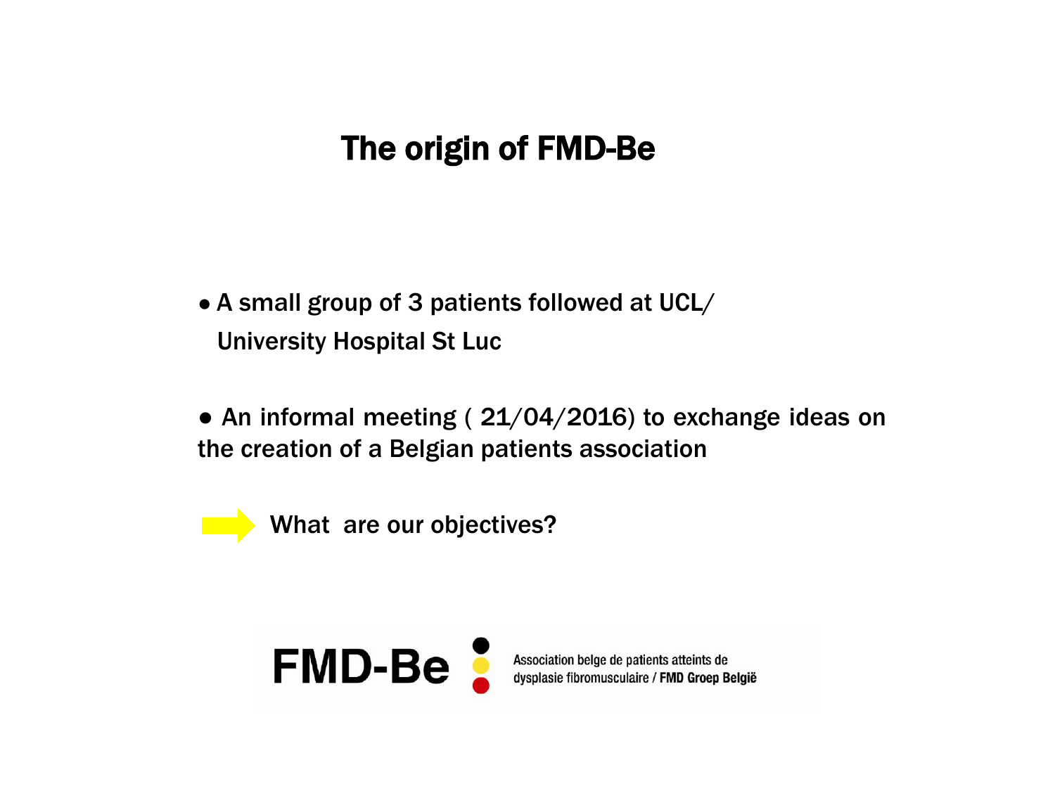# The origin of FMD-Be

- A small group of 3 patients followed at UCL/ University Hospital St Luc

- An informal meeting ( 21/04/2016) to exchange ideas on the creation of a Belgian patients association

➡ What are our objectives?

FMD-Be

Association belge de patients atteints de dysplasie fibromusculaire / **FMD Groep België**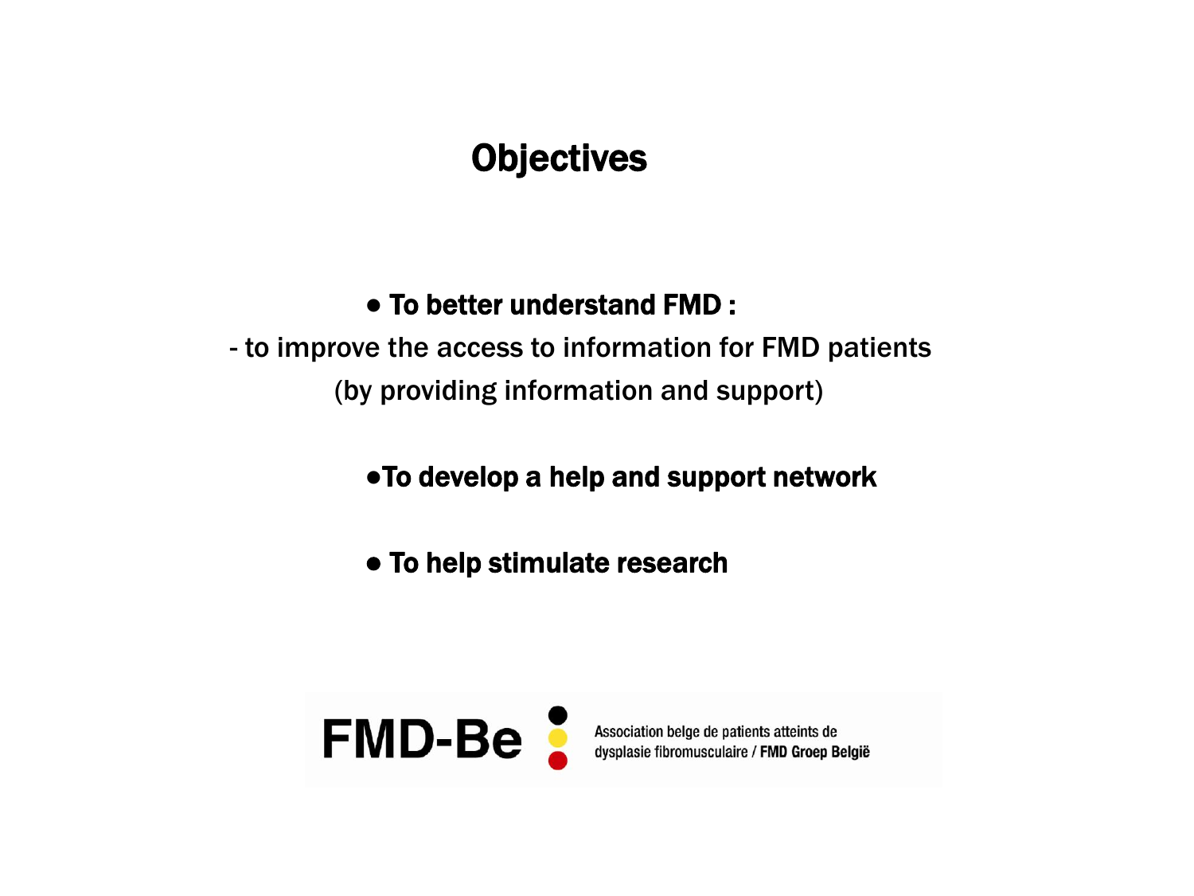# Objectives

- **To better understand FMD :**

  - to improve the access to information for FMD patients (by providing information and support)

- **To develop a help and support network**

- **To help stimulate research**

FMD-Be

Association belge de patients atteints de dysplasie fibromusculaire / **FMD Groep België**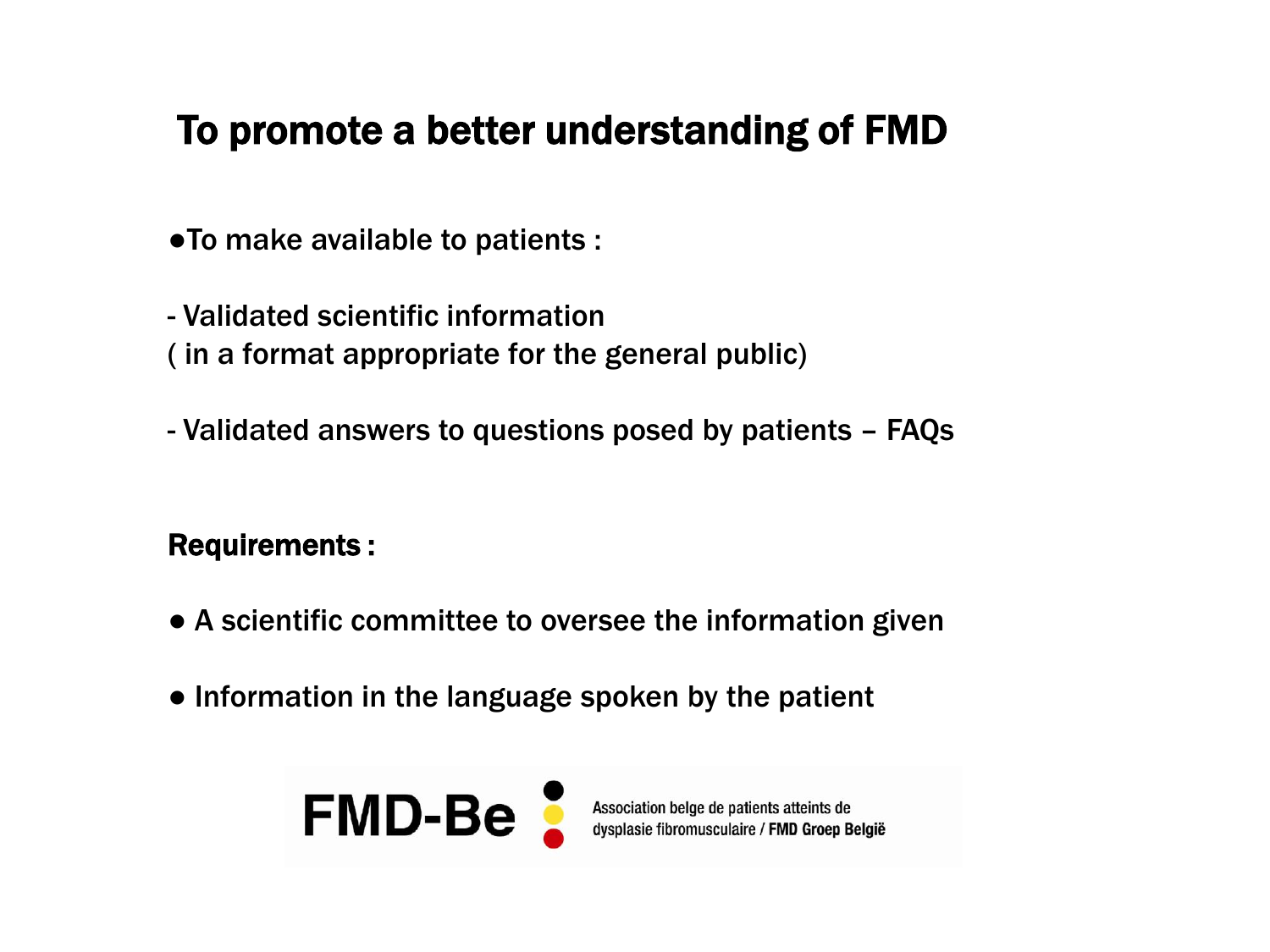# To promote a better understanding of FMD

- To make available to patients :

- Validated scientific information
( in a format appropriate for the general public)

- Validated answers to questions posed by patients – FAQs

**Requirements :**

- A scientific committee to oversee the information given

- Information in the language spoken by the patient

FMD-Be

Association belge de patients atteints de dysplasie fibromusculaire / **FMD Groep België**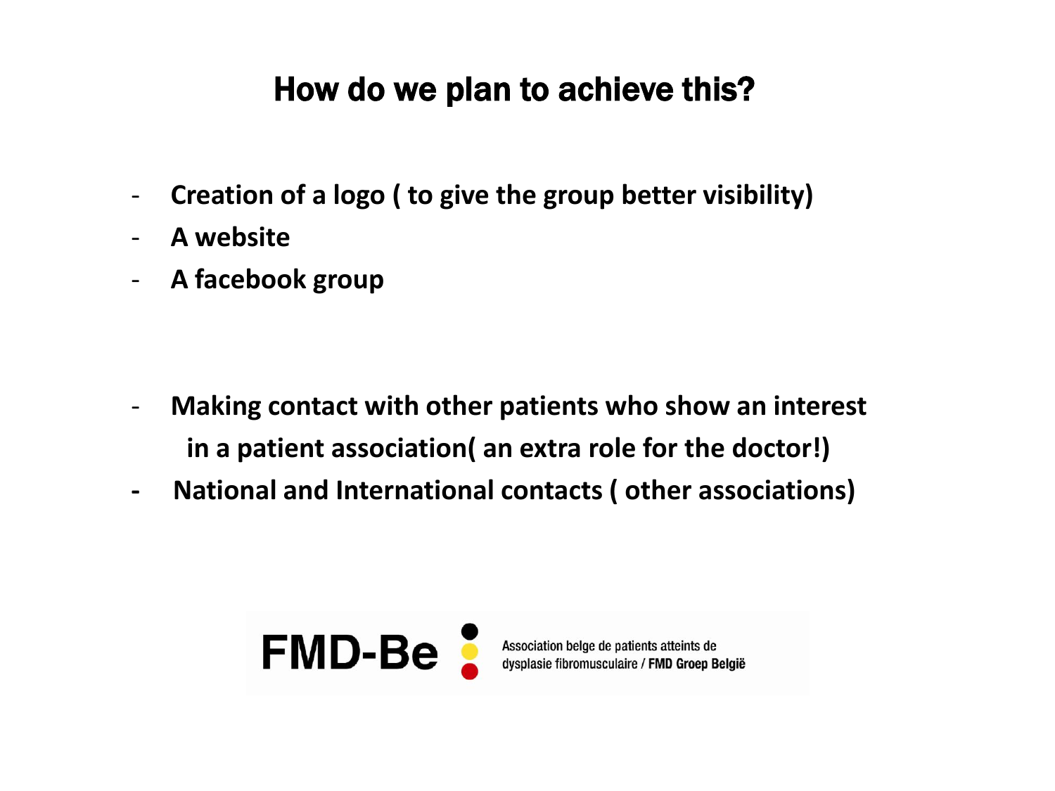# How do we plan to achieve this?

- **Creation of a logo ( to give the group better visibility)**
- **A website**
- **A facebook group**

- **Making contact with other patients who show an interest in a patient association( an extra role for the doctor!)**
- **National and International contacts ( other associations)**

FMD-Be

Association belge de patients atteints de dysplasie fibromusculaire / **FMD Groep België**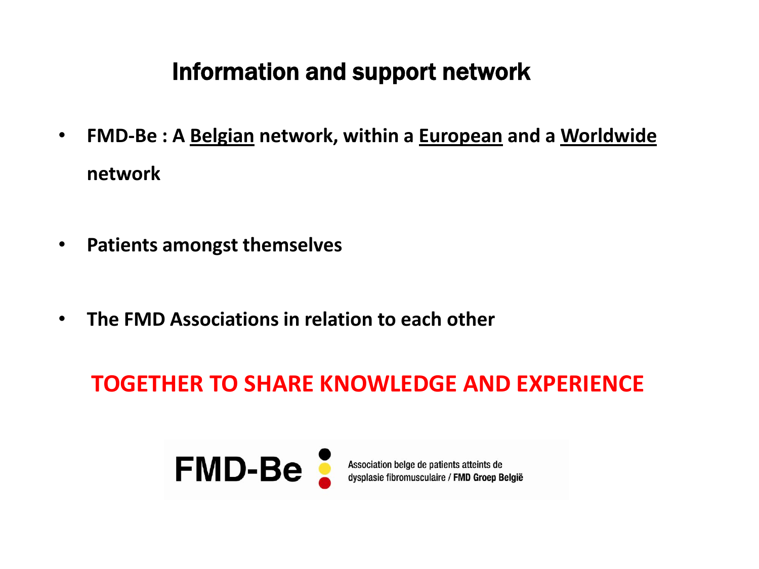# Information and support network

- **FMD-Be : A Belgian network, within a European and a Worldwide network**

- **Patients amongst themselves**

- **The FMD Associations in relation to each other**

**TOGETHER TO SHARE KNOWLEDGE AND EXPERIENCE**

FMD-Be

Association belge de patients atteints de dysplasie fibromusculaire / **FMD Groep België**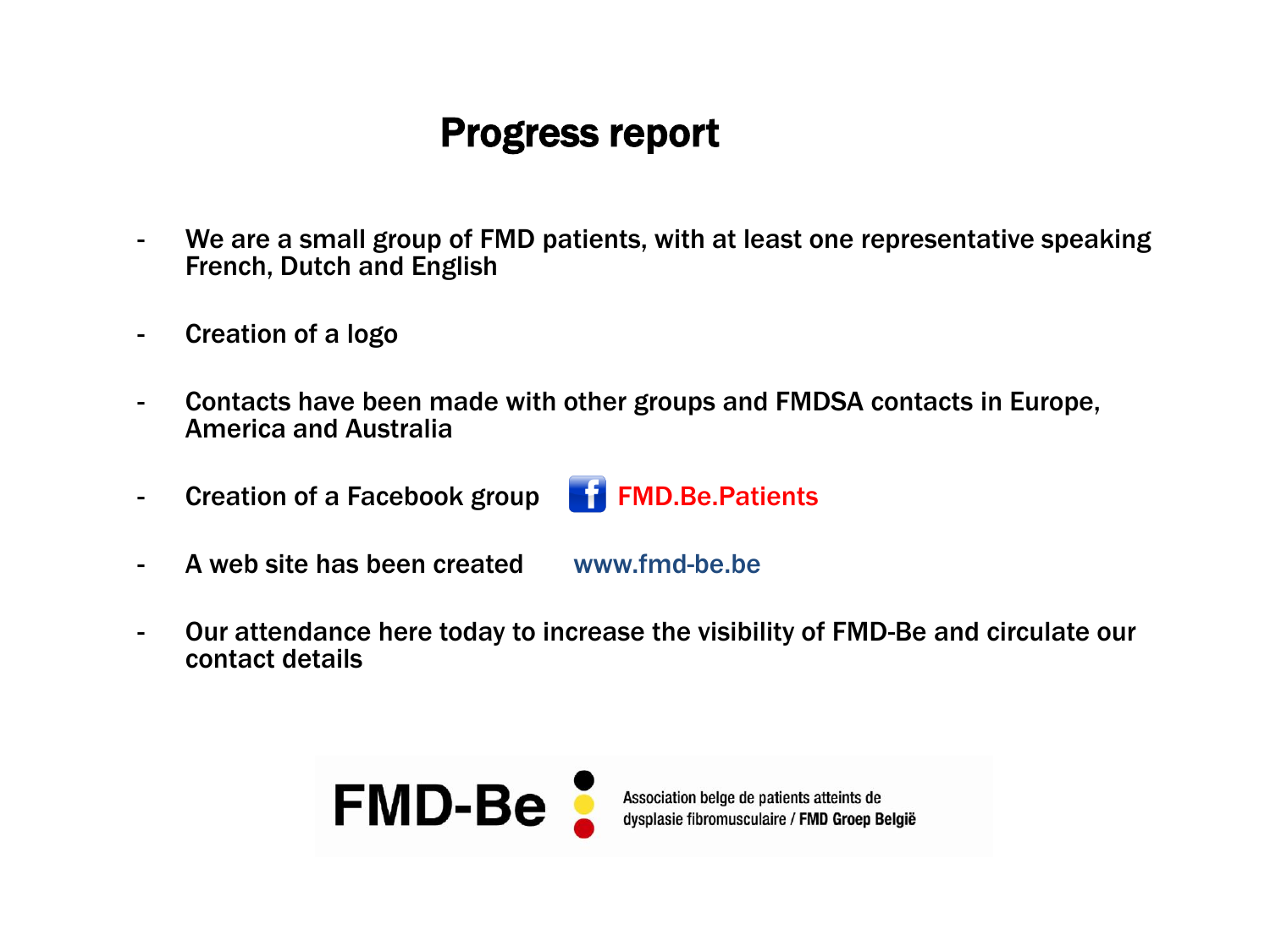# Progress report

- We are a small group of FMD patients, with at least one representative speaking French, Dutch and English
- Creation of a logo
- Contacts have been made with other groups and FMDSA contacts in Europe, America and Australia
- Creation of a Facebook group FMD.Be.Patients
- A web site has been created www.fmd-be.be
- Our attendance here today to increase the visibility of FMD-Be and circulate our contact details

FMD-Be

Association belge de patients atteints de dysplasie fibromusculaire / **FMD Groep België**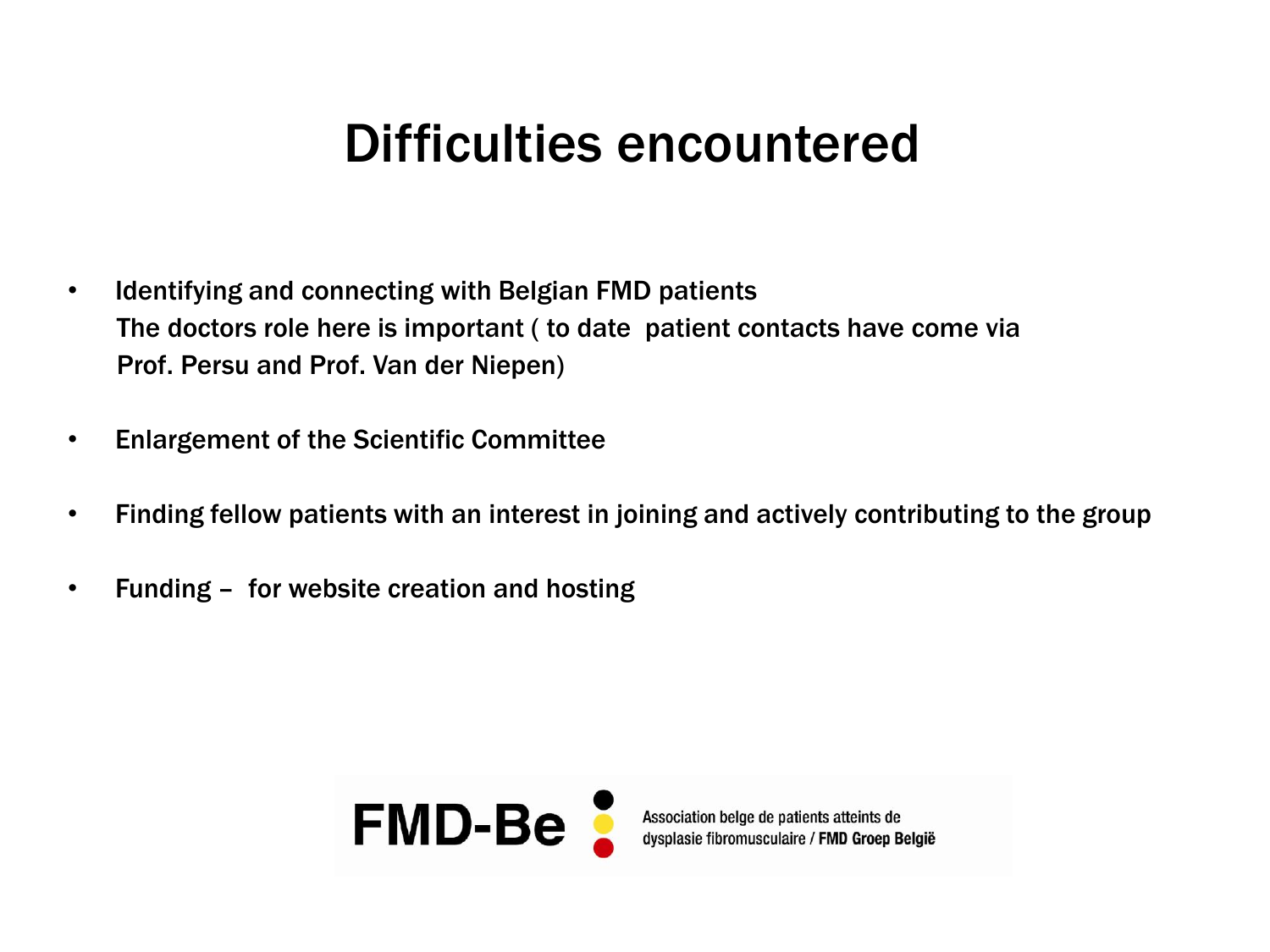# Difficulties encountered

- Identifying and connecting with Belgian FMD patients
  The doctors role here is important ( to date patient contacts have come via Prof. Persu and Prof. Van der Niepen)
- Enlargement of the Scientific Committee
- Finding fellow patients with an interest in joining and actively contributing to the group
- Funding – for website creation and hosting

FMD-Be

Association belge de patients atteints de dysplasie fibromusculaire / **FMD Groep België**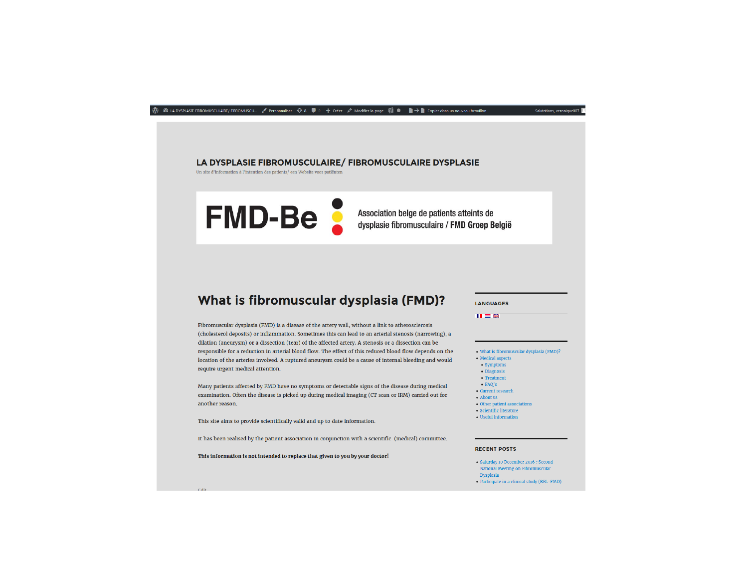LA DYSPLASIE FIBROMUSCULAIRE FIBROMUSCU... Personnaliser 8 0 + Créer Modifier la page Copier dans un nouveau brouillon Salutations, veronique007

# LA DYSPLASIE FIBROMUSCULAIRE/ FIBROMUSCULAIRE DYSPLASIE

Un site d'information à l'intention des patients/ een Website voor patiënten

**FMD-Be**

Association belge de patients atteints de dysplasie fibromusculaire / FMD Groep België

## What is fibromuscular dysplasia (FMD)?

Fibromuscular dysplasia (FMD) is a disease of the artery wall, without a link to atherosclerosis (cholesterol deposits) or inflammation. Sometimes this can lead to an arterial stenosis (narrowing), a dilation (aneurysm) or a dissection (tear) of the affected artery. A stenosis or a dissection can be responsible for a reduction in arterial blood flow. The effect of this reduced blood flow depends on the location of the arteries involved. A ruptured aneurysm could be a cause of internal bleeding and would require urgent medical attention.

Many patients affected by FMD have no symptoms or detectable signs of the disease during medical examination. Often the disease is picked up during medical imaging (CT scan or IRM) carried out for another reason.

This site aims to provide scientifically valid and up to date information.

It has been realised by the patient association in conjunction with a scientific (medical) committee.

**This information is not intended to replace that given to you by your doctor!**

Edit

### LANGUAGES

- What is fibromuscular dysplasia (FMD)?
- Medical aspects
  - Symptoms
  - Diagnosis
  - Treatment
  - FAQ's
- Current research
- About us
- Other patient associations
- Scientific literature
- Useful information

### RECENT POSTS

- Saturday 10 December 2016 : Second National Meeting on Fibromuscular Dysplasia
- Participate in a clinical study (BEL-FMD)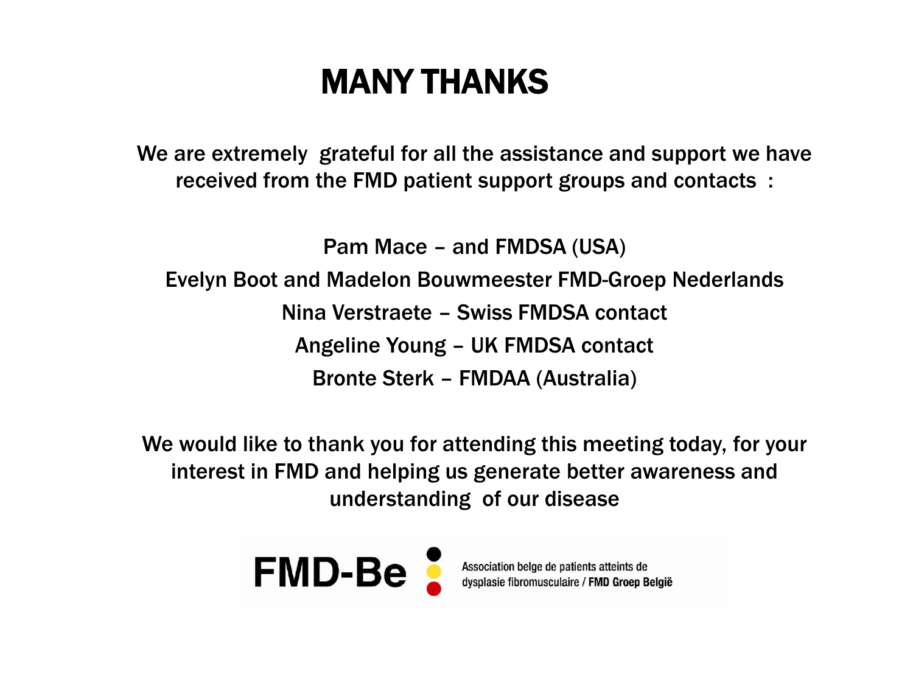# MANY THANKS

We are extremely grateful for all the assistance and support we have received from the FMD patient support groups and contacts :

Pam Mace – and FMDSA (USA)

Evelyn Boot and Madelon Bouwmeester FMD-Groep Nederlands

Nina Verstraete – Swiss FMDSA contact

Angeline Young – UK FMDSA contact

Bronte Sterk – FMDAA (Australia)

We would like to thank you for attending this meeting today, for your interest in FMD and helping us generate better awareness and understanding of our disease

**FMD-Be**

Association belge de patients atteints de dysplasie fibromusculaire / **FMD Groep België**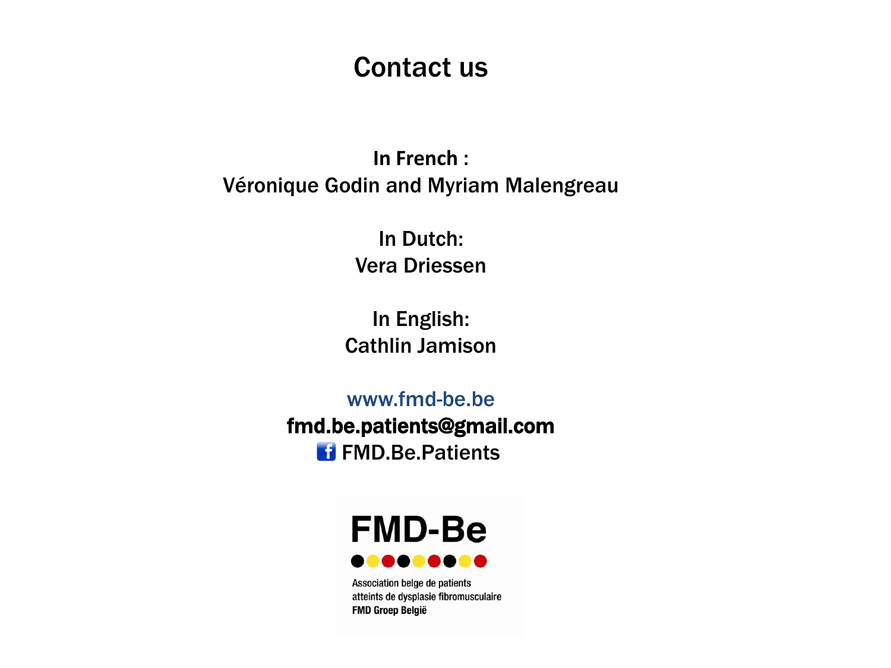# Contact us

**In French :**
Véronique Godin and Myriam Malengreau

In Dutch:
Vera Driessen

In English:
Cathlin Jamison

www.fmd-be.be
**fmd.be.patients@gmail.com**
FMD.Be.Patients

**FMD-Be**

Association belge de patients
atteints de dysplasie fibromusculaire
**FMD Groep België**